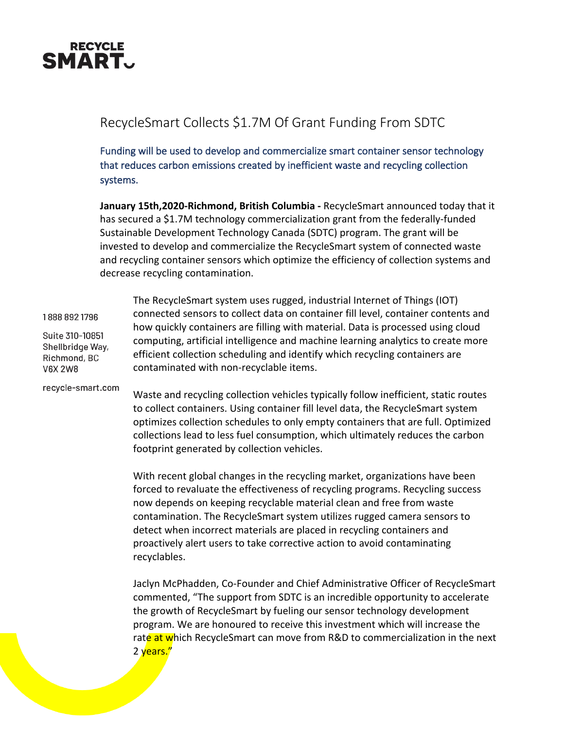RECYCLE SMART

# RecycleSmart Collects $1.7M Of Grant Funding From SDTC

Funding will be used to develop and commercialize smart container sensor technology that reduces carbon emissions created by inefficient waste and recycling collection systems.

**January 15th,2020-Richmond, British Columbia -** RecycleSmart announced today that it has secured a $1.7M technology commercialization grant from the federally-funded Sustainable Development Technology Canada (SDTC) program. The grant will be invested to develop and commercialize the RecycleSmart system of connected waste and recycling container sensors which optimize the efficiency of collection systems and decrease recycling contamination.

1 888 892 1796

Suite 310-10851 Shellbridge Way, Richmond, BC V6X 2W8

recycle-smart.com

The RecycleSmart system uses rugged, industrial Internet of Things (IOT) connected sensors to collect data on container fill level, container contents and how quickly containers are filling with material. Data is processed using cloud computing, artificial intelligence and machine learning analytics to create more efficient collection scheduling and identify which recycling containers are contaminated with non-recyclable items.

Waste and recycling collection vehicles typically follow inefficient, static routes to collect containers. Using container fill level data, the RecycleSmart system optimizes collection schedules to only empty containers that are full. Optimized collections lead to less fuel consumption, which ultimately reduces the carbon footprint generated by collection vehicles.

With recent global changes in the recycling market, organizations have been forced to revaluate the effectiveness of recycling programs. Recycling success now depends on keeping recyclable material clean and free from waste contamination. The RecycleSmart system utilizes rugged camera sensors to detect when incorrect materials are placed in recycling containers and proactively alert users to take corrective action to avoid contaminating recyclables.

Jaclyn McPhadden, Co-Founder and Chief Administrative Officer of RecycleSmart commented, "The support from SDTC is an incredible opportunity to accelerate the growth of RecycleSmart by fueling our sensor technology development program. We are honoured to receive this investment which will increase the rate at which RecycleSmart can move from R&D to commercialization in the next 2 years."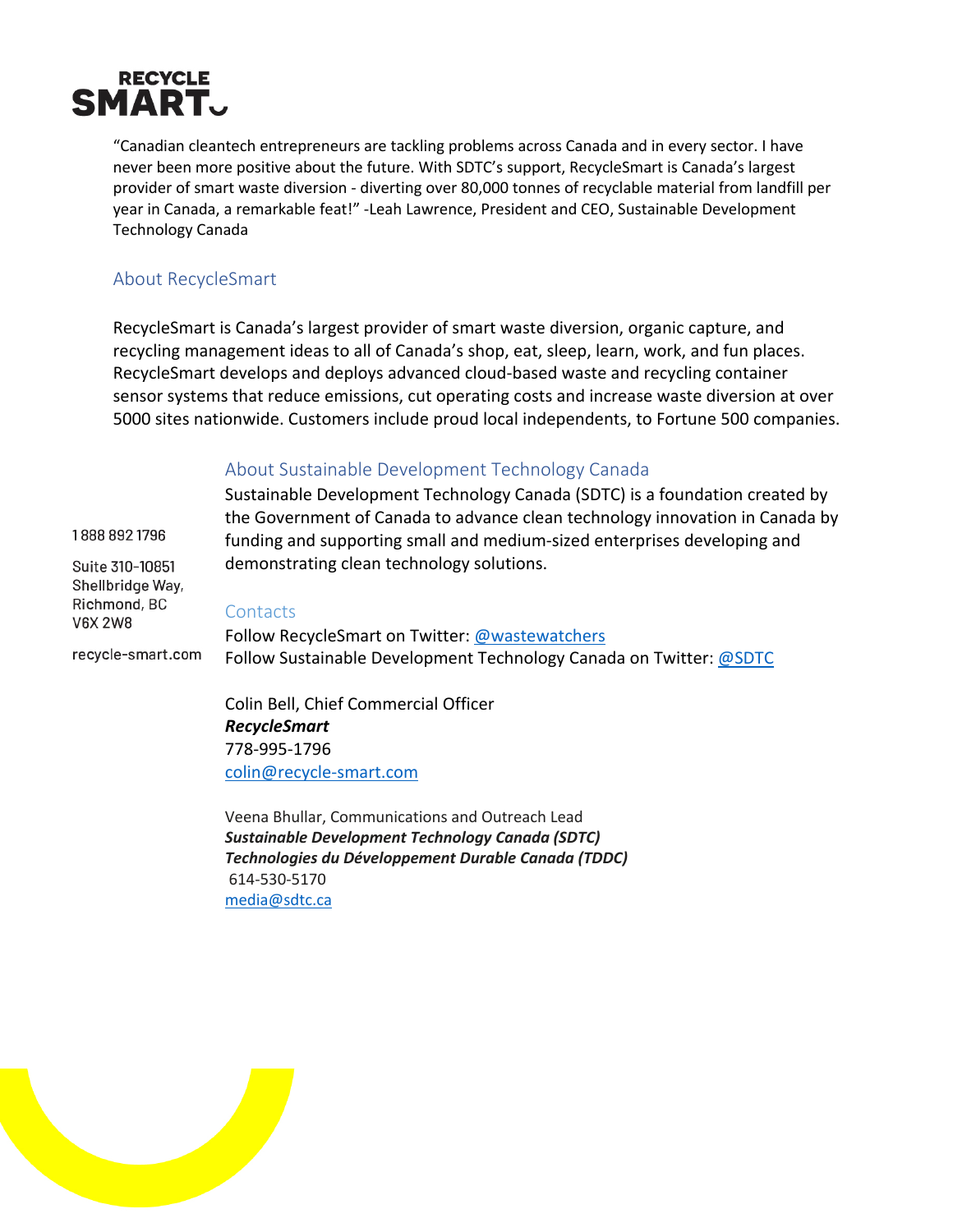RECYCLE SMART

"Canadian cleantech entrepreneurs are tackling problems across Canada and in every sector. I have never been more positive about the future. With SDTC's support, RecycleSmart is Canada's largest provider of smart waste diversion - diverting over 80,000 tonnes of recyclable material from landfill per year in Canada, a remarkable feat!" -Leah Lawrence, President and CEO, Sustainable Development Technology Canada

## About RecycleSmart

RecycleSmart is Canada's largest provider of smart waste diversion, organic capture, and recycling management ideas to all of Canada's shop, eat, sleep, learn, work, and fun places. RecycleSmart develops and deploys advanced cloud-based waste and recycling container sensor systems that reduce emissions, cut operating costs and increase waste diversion at over 5000 sites nationwide. Customers include proud local independents, to Fortune 500 companies.

## About Sustainable Development Technology Canada

Sustainable Development Technology Canada (SDTC) is a foundation created by the Government of Canada to advance clean technology innovation in Canada by funding and supporting small and medium-sized enterprises developing and demonstrating clean technology solutions.

## Contacts

Follow RecycleSmart on Twitter: @wastewatchers
Follow Sustainable Development Technology Canada on Twitter: @SDTC

Colin Bell, Chief Commercial Officer
***RecycleSmart***
778-995-1796
colin@recycle-smart.com

Veena Bhullar, Communications and Outreach Lead
***Sustainable Development Technology Canada (SDTC)***
***Technologies du Développement Durable Canada (TDDC)***
614-530-5170
media@sdtc.ca

1 888 892 1796

Suite 310-10851
Shellbridge Way,
Richmond, BC
V6X 2W8

recycle-smart.com